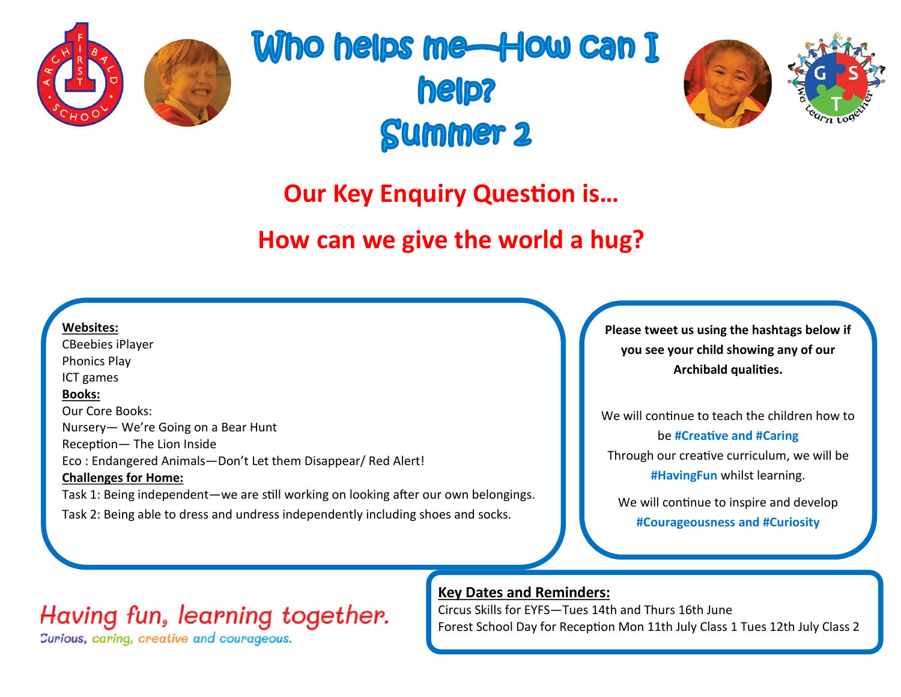# Who helps me—How can I help?

# Summer 2

## Our Key Enquiry Question is…

## How can we give the world a hug?

**Websites:**

CBeebies iPlayer
Phonics Play
ICT games

**Books:**

Our Core Books:
Nursery— We're Going on a Bear Hunt
Reception— The Lion Inside
Eco : Endangered Animals—Don't Let them Disappear/ Red Alert!

**Challenges for Home:**

Task 1: Being independent—we are still working on looking after our own belongings.

Task 2: Being able to dress and undress independently including shoes and socks.

**Please tweet us using the hashtags below if you see your child showing any of our Archibald qualities.**

We will continue to teach the children how to be **#Creative and #Caring**

Through our creative curriculum, we will be **#HavingFun** whilst learning.

We will continue to inspire and develop **#Courageousness and #Curiosity**

*Having fun, learning together.*

*Curious, caring, creative and courageous.*

**Key Dates and Reminders:**

Circus Skills for EYFS—Tues 14th and Thurs 16th June
Forest School Day for Reception Mon 11th July Class 1 Tues 12th July Class 2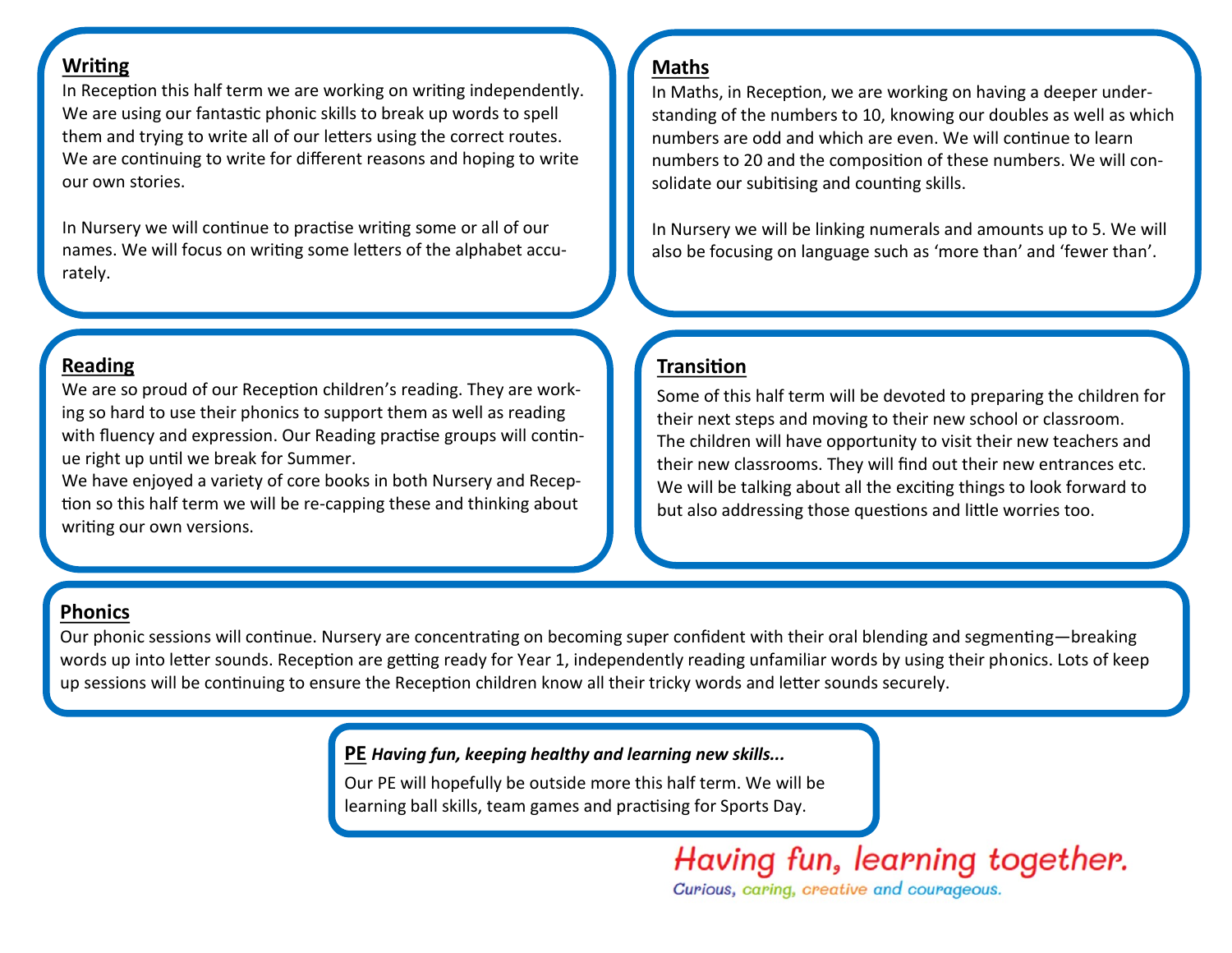## Writing

In Reception this half term we are working on writing independently. We are using our fantastic phonic skills to break up words to spell them and trying to write all of our letters using the correct routes. We are continuing to write for different reasons and hoping to write our own stories.

In Nursery we will continue to practise writing some or all of our names. We will focus on writing some letters of the alphabet accurately.

## Maths

In Maths, in Reception, we are working on having a deeper understanding of the numbers to 10, knowing our doubles as well as which numbers are odd and which are even. We will continue to learn numbers to 20 and the composition of these numbers. We will consolidate our subitising and counting skills.

In Nursery we will be linking numerals and amounts up to 5. We will also be focusing on language such as 'more than' and 'fewer than'.

## Reading

We are so proud of our Reception children's reading. They are working so hard to use their phonics to support them as well as reading with fluency and expression. Our Reading practise groups will continue right up until we break for Summer.

We have enjoyed a variety of core books in both Nursery and Reception so this half term we will be re-capping these and thinking about writing our own versions.

## Transition

Some of this half term will be devoted to preparing the children for their next steps and moving to their new school or classroom. The children will have opportunity to visit their new teachers and their new classrooms. They will find out their new entrances etc. We will be talking about all the exciting things to look forward to but also addressing those questions and little worries too.

## Phonics

Our phonic sessions will continue. Nursery are concentrating on becoming super confident with their oral blending and segmenting—breaking words up into letter sounds. Reception are getting ready for Year 1, independently reading unfamiliar words by using their phonics. Lots of keep up sessions will be continuing to ensure the Reception children know all their tricky words and letter sounds securely.

## PE *Having fun, keeping healthy and learning new skills...*

Our PE will hopefully be outside more this half term. We will be learning ball skills, team games and practising for Sports Day.

Having fun, learning together.

Curious, caring, creative and courageous.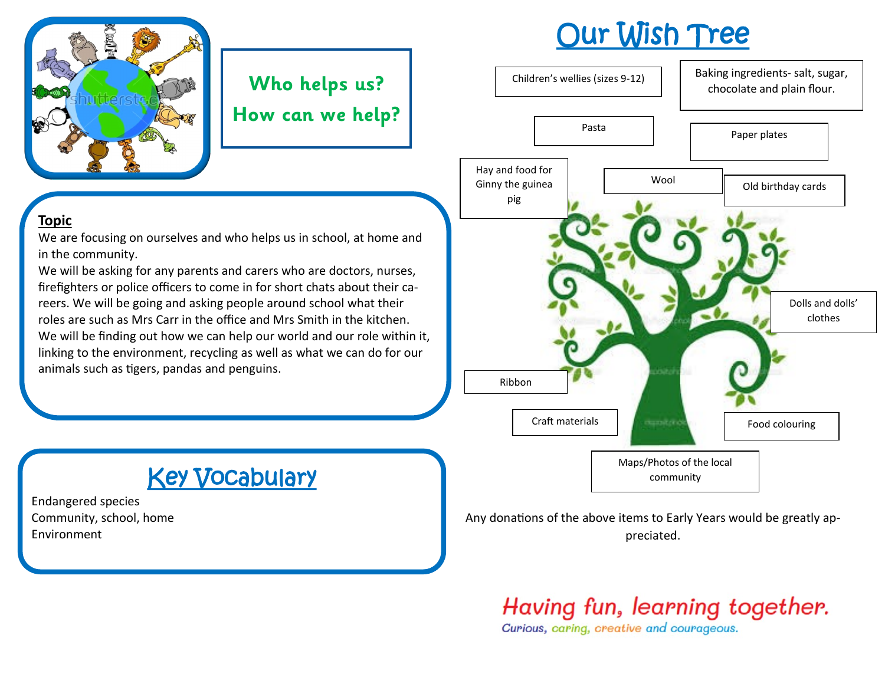**Who helps us?**
**How can we help?**

**Topic**

We are focusing on ourselves and who helps us in school, at home and in the community.

We will be asking for any parents and carers who are doctors, nurses, firefighters or police officers to come in for short chats about their careers. We will be going and asking people around school what their roles are such as Mrs Carr in the office and Mrs Smith in the kitchen.

We will be finding out how we can help our world and our role within it, linking to the environment, recycling as well as what we can do for our animals such as tigers, pandas and penguins.

## Key Vocabulary

Endangered species
Community, school, home
Environment

# Our Wish Tree

- Children's wellies (sizes 9-12)
- Baking ingredients- salt, sugar, chocolate and plain flour.
- Pasta
- Paper plates
- Hay and food for Ginny the guinea pig
- Wool
- Old birthday cards
- Dolls and dolls' clothes
- Ribbon
- Craft materials
- Food colouring
- Maps/Photos of the local community

Any donations of the above items to Early Years would be greatly appreciated.

*Having fun, learning together.*
*Curious, caring, creative and courageous.*